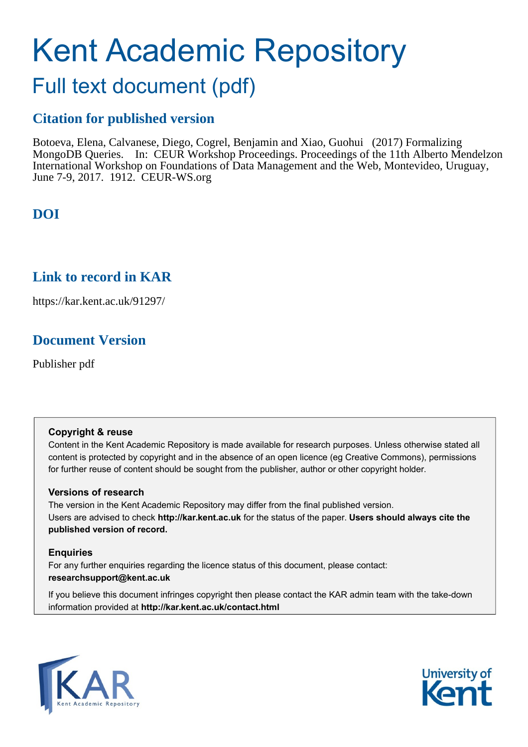# Kent Academic Repository

## Full text document (pdf)

### Citation for published version

Botoeva, Elena, Calvanese, Diego, Cogrel, Benjamin and Xiao, Guohui (2017) Formalizing MongoDB Queries. In: CEUR Workshop Proceedings. Proceedings of the 11th Alberto Mendelzon International Workshop on Foundations of Data Management and the Web, Montevideo, Uruguay, June 7-9, 2017. 1912. CEUR-WS.org

### DOI

### Link to record in KAR

https://kar.kent.ac.uk/91297/

### Document Version

Publisher pdf

**Copyright & reuse**

Content in the Kent Academic Repository is made available for research purposes. Unless otherwise stated all content is protected by copyright and in the absence of an open licence (eg Creative Commons), permissions for further reuse of content should be sought from the publisher, author or other copyright holder.

**Versions of research**

The version in the Kent Academic Repository may differ from the final published version. Users are advised to check **http://kar.kent.ac.uk** for the status of the paper. **Users should always cite the published version of record.**

**Enquiries**

For any further enquiries regarding the licence status of this document, please contact: **researchsupport@kent.ac.uk**

If you believe this document infringes copyright then please contact the KAR admin team with the take-down information provided at **http://kar.kent.ac.uk/contact.html**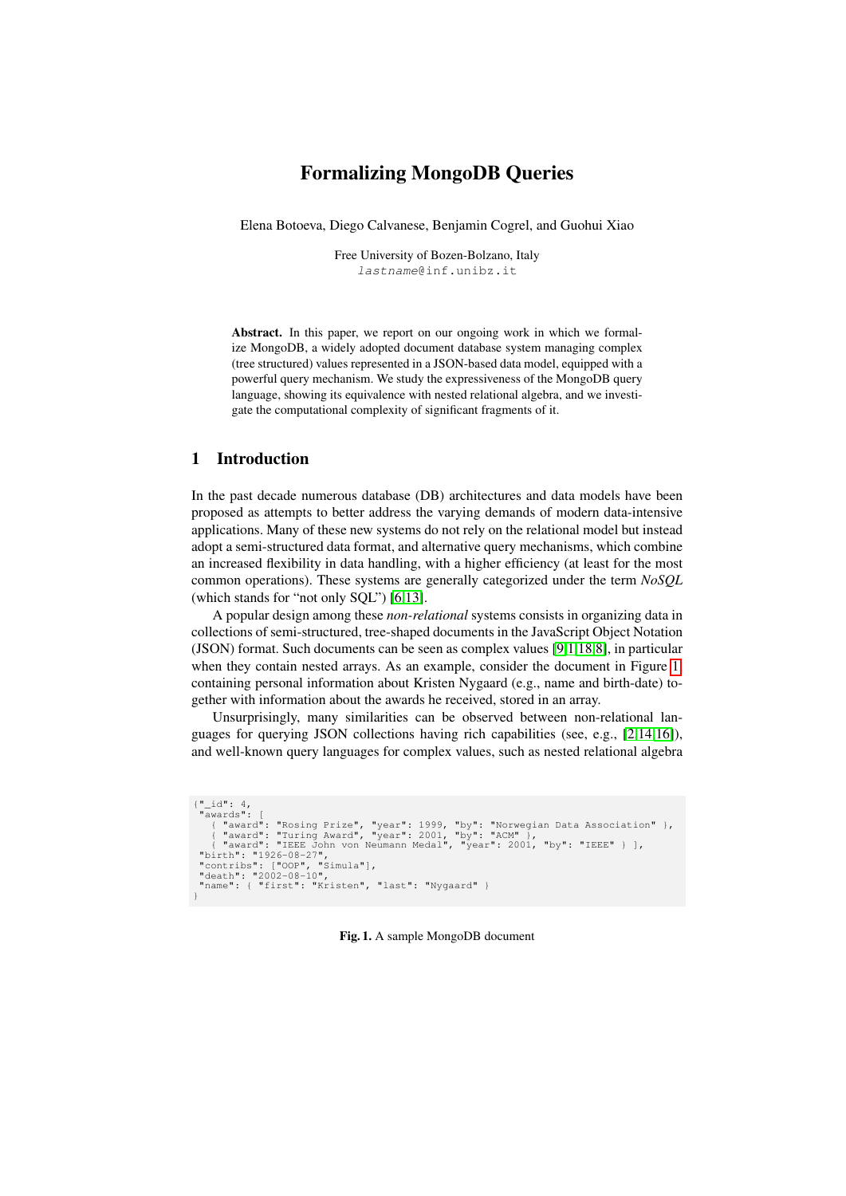# Formalizing MongoDB Queries

Elena Botoeva, Diego Calvanese, Benjamin Cogrel, and Guohui Xiao

Free University of Bozen-Bolzano, Italy
*lastname*@inf.unibz.it

**Abstract.** In this paper, we report on our ongoing work in which we formalize MongoDB, a widely adopted document database system managing complex (tree structured) values represented in a JSON-based data model, equipped with a powerful query mechanism. We study the expressiveness of the MongoDB query language, showing its equivalence with nested relational algebra, and we investigate the computational complexity of significant fragments of it.

## 1 Introduction

In the past decade numerous database (DB) architectures and data models have been proposed as attempts to better address the varying demands of modern data-intensive applications. Many of these new systems do not rely on the relational model but instead adopt a semi-structured data format, and alternative query mechanisms, which combine an increased flexibility in data handling, with a higher efficiency (at least for the most common operations). These systems are generally categorized under the term *NoSQL* (which stands for "not only SQL") [6,13].

A popular design among these *non-relational* systems consists in organizing data in collections of semi-structured, tree-shaped documents in the JavaScript Object Notation (JSON) format. Such documents can be seen as complex values [9,1,18,8], in particular when they contain nested arrays. As an example, consider the document in Figure 1, containing personal information about Kristen Nygaard (e.g., name and birth-date) together with information about the awards he received, stored in an array.

Unsurprisingly, many similarities can be observed between non-relational languages for querying JSON collections having rich capabilities (see, e.g., [2,14,16]), and well-known query languages for complex values, such as nested relational algebra

```
{"_id": 4,
 "awards": [
   { "award": "Rosing Prize", "year": 1999, "by": "Norwegian Data Association" },
   { "award": "Turing Award", "year": 2001, "by": "ACM" },
   { "award": "IEEE John von Neumann Medal", "year": 2001, "by": "IEEE" } ],
 "birth": "1926-08-27",
 "contribs": ["OOP", "Simula"],
 "death": "2002-08-10",
 "name": { "first": "Kristen", "last": "Nygaard" }
}
```

**Fig. 1.** A sample MongoDB document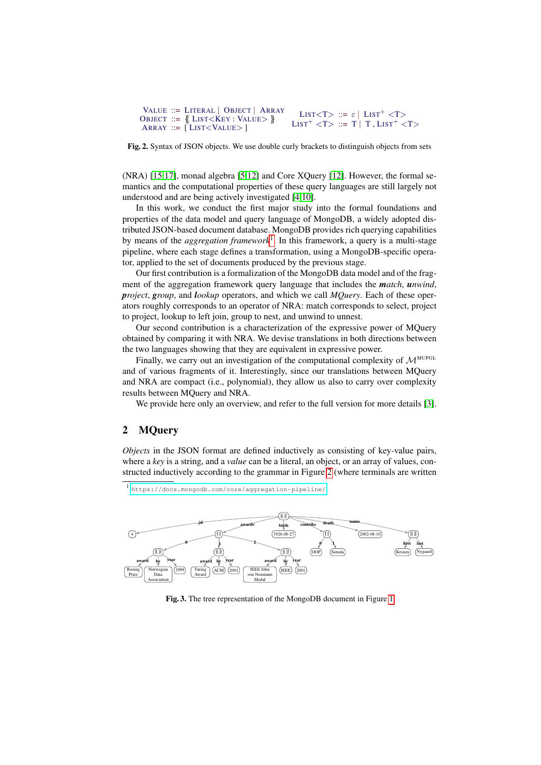$$
\begin{aligned}
\text{VALUE} &::= \text{LITERAL} \mid \text{OBJECT} \mid \text{ARRAY} \\
\text{OBJECT} &::= \{\!\{ \text{LIST}{<}\text{KEY} : \text{VALUE}{>} \}\!\} \\
\text{ARRAY} &::= [\, \text{LIST}{<}\text{VALUE}{>} \,]
\end{aligned}
\qquad
\begin{aligned}
\text{LIST}{<}\text{T}{>} &::= \varepsilon \mid \text{LIST}^{+}{<}\text{T}{>} \\
\text{LIST}^{+}{<}\text{T}{>} &::= \text{T} \mid \text{T} , \text{LIST}^{+}{<}\text{T}{>}
\end{aligned}
$$

**Fig. 2.** Syntax of JSON objects. We use double curly brackets to distinguish objects from sets

(NRA) [15,17], monad algebra [5,12] and Core XQuery [12]. However, the formal semantics and the computational properties of these query languages are still largely not understood and are being actively investigated [4,10].

In this work, we conduct the first major study into the formal foundations and properties of the data model and query language of MongoDB, a widely adopted distributed JSON-based document database. MongoDB provides rich querying capabilities by means of the *aggregation framework*[1]. In this framework, a query is a multi-stage pipeline, where each stage defines a transformation, using a MongoDB-specific operator, applied to the set of documents produced by the previous stage.

Our first contribution is a formalization of the MongoDB data model and of the fragment of the aggregation framework query language that includes the ***m**atch*, ***u**nwind*, ***p**roject*, ***g**roup*, and ***l**ookup* operators, and which we call *MQuery*. Each of these operators roughly corresponds to an operator of NRA: match corresponds to select, project to project, lookup to left join, group to nest, and unwind to unnest.

Our second contribution is a characterization of the expressive power of MQuery obtained by comparing it with NRA. We devise translations in both directions between the two languages showing that they are equivalent in expressive power.

Finally, we carry out an investigation of the computational complexity of $\mathcal{M}^{\text{MUPGL}}$ and of various fragments of it. Interestingly, since our translations between MQuery and NRA are compact (i.e., polynomial), they allow us also to carry over complexity results between MQuery and NRA.

We provide here only an overview, and refer to the full version for more details [3].

## 2 MQuery

*Objects* in the JSON format are defined inductively as consisting of key-value pairs, where a *key* is a string, and a *value* can be a literal, an object, or an array of values, constructed inductively according to the grammar in Figure 2 (where terminals are written

[1] https://docs.mongodb.com/core/aggregation-pipeline/

{{ }}
_id
awards
birth
contribs
death
name
4
[ ]
1926-08-27
[ ]
2002-08-10
{{ }}
0
1
2
0
1
first
last
{{ }}
{{ }}
{{ }}
OOP
Simula
Kristen
Nygaard
award
by
year
award
by
year
award
by
year
Rosing Prize
Norwegian Data Association
1999
Turing Award
ACM
2001
IEEE John von Neumann Medal
IEEE
2001

**Fig. 3.** The tree representation of the MongoDB document in Figure 1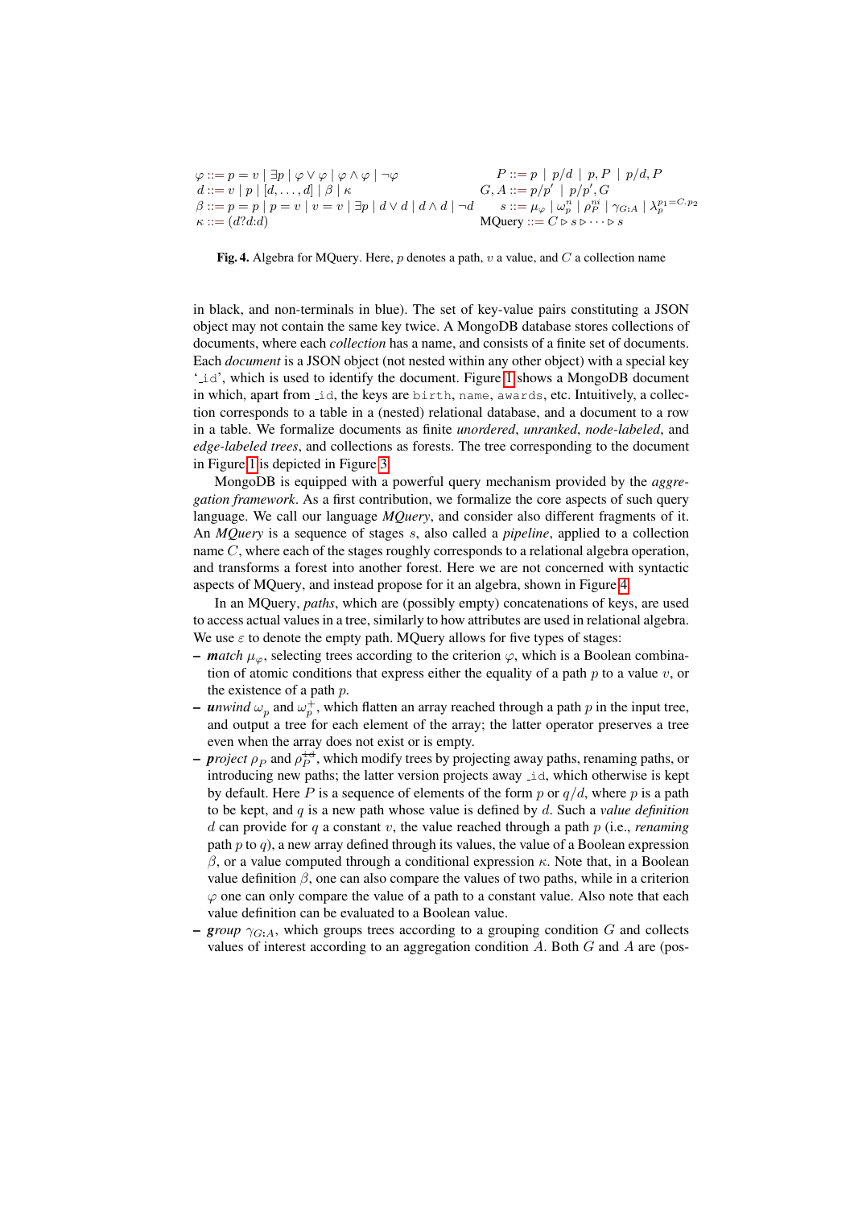$$
\begin{aligned}
\varphi &::= p = v \mid \exists p \mid \varphi \vee \varphi \mid \varphi \wedge \varphi \mid \neg\varphi \\
d &::= v \mid p \mid [d, \dots, d] \mid \beta \mid \kappa \\
\beta &::= p = p \mid p = v \mid v = v \mid \exists p \mid d \vee d \mid d \wedge d \mid \neg d \\
\kappa &::= (d ? d : d)
\end{aligned}
\qquad
\begin{aligned}
P &::= p \mid p/d \mid p, P \mid p/d, P \\
G, A &::= p/p' \mid p/p', G \\
s &::= \mu_\varphi \mid \omega_p^n \mid \rho_P^{ni} \mid \gamma_{G:A} \mid \lambda_p^{p_1 = C.p_2} \\
\text{MQuery} &::= C \triangleright s \triangleright \cdots \triangleright s
\end{aligned}
$$

**Fig. 4.** Algebra for MQuery. Here, $p$ denotes a path, $v$ a value, and $C$ a collection name

in black, and non-terminals in blue). The set of key-value pairs constituting a JSON object may not contain the same key twice. A MongoDB database stores collections of documents, where each *collection* has a name, and consists of a finite set of documents. Each *document* is a JSON object (not nested within any other object) with a special key '_id', which is used to identify the document. Figure 1 shows a MongoDB document in which, apart from _id, the keys are birth, name, awards, etc. Intuitively, a collection corresponds to a table in a (nested) relational database, and a document to a row in a table. We formalize documents as finite *unordered*, *unranked*, *node-labeled*, and *edge-labeled trees*, and collections as forests. The tree corresponding to the document in Figure 1 is depicted in Figure 3.

MongoDB is equipped with a powerful query mechanism provided by the *aggregation framework*. As a first contribution, we formalize the core aspects of such query language. We call our language *MQuery*, and consider also different fragments of it. An *MQuery* is a sequence of stages $s$, also called a *pipeline*, applied to a collection name $C$, where each of the stages roughly corresponds to a relational algebra operation, and transforms a forest into another forest. Here we are not concerned with syntactic aspects of MQuery, and instead propose for it an algebra, shown in Figure 4.

In an MQuery, *paths*, which are (possibly empty) concatenations of keys, are used to access actual values in a tree, similarly to how attributes are used in relational algebra. We use $\varepsilon$ to denote the empty path. MQuery allows for five types of stages:

- ***match*** $\mu_\varphi$, selecting trees according to the criterion $\varphi$, which is a Boolean combination of atomic conditions that express either the equality of a path $p$ to a value $v$, or the existence of a path $p$.
- ***unwind*** $\omega_p$ and $\omega_p^+$, which flatten an array reached through a path $p$ in the input tree, and output a tree for each element of the array; the latter operator preserves a tree even when the array does not exist or is empty.
- ***project*** $\rho_P$ and $\rho_P^{\pm id}$, which modify trees by projecting away paths, renaming paths, or introducing new paths; the latter version projects away _id, which otherwise is kept by default. Here $P$ is a sequence of elements of the form $p$ or $q/d$, where $p$ is a path to be kept, and $q$ is a new path whose value is defined by $d$. Such a *value definition* $d$ can provide for $q$ a constant $v$, the value reached through a path $p$ (i.e., *renaming* path $p$ to $q$), a new array defined through its values, the value of a Boolean expression $\beta$, or a value computed through a conditional expression $\kappa$. Note that, in a Boolean value definition $\beta$, one can also compare the values of two paths, while in a criterion $\varphi$ one can only compare the value of a path to a constant value. Also note that each value definition can be evaluated to a Boolean value.
- ***group*** $\gamma_{G:A}$, which groups trees according to a grouping condition $G$ and collects values of interest according to an aggregation condition $A$. Both $G$ and $A$ are (pos-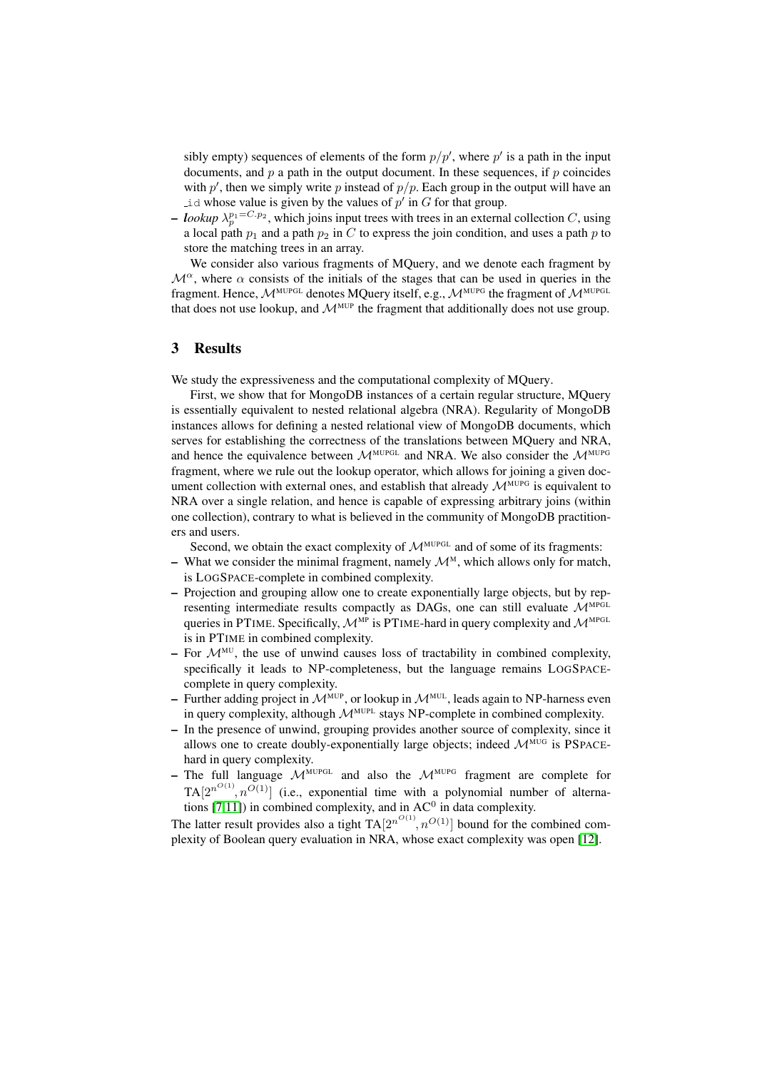sibly empty) sequences of elements of the form $p/p'$, where $p'$ is a path in the input documents, and $p$ a path in the output document. In these sequences, if $p$ coincides with $p'$, then we simply write $p$ instead of $p/p$. Each group in the output will have an _id whose value is given by the values of $p'$ in $G$ for that group.

– *lookup* $\lambda_p^{p_1=C.p_2}$, which joins input trees with trees in an external collection $C$, using a local path $p_1$ and a path $p_2$ in $C$ to express the join condition, and uses a path $p$ to store the matching trees in an array.

We consider also various fragments of MQuery, and we denote each fragment by $\mathcal{M}^{\alpha}$, where $\alpha$ consists of the initials of the stages that can be used in queries in the fragment. Hence, $\mathcal{M}^{\text{MUPGL}}$ denotes MQuery itself, e.g., $\mathcal{M}^{\text{MUPG}}$ the fragment of $\mathcal{M}^{\text{MUPGL}}$ that does not use lookup, and $\mathcal{M}^{\text{MUP}}$ the fragment that additionally does not use group.

## 3 Results

We study the expressiveness and the computational complexity of MQuery.

First, we show that for MongoDB instances of a certain regular structure, MQuery is essentially equivalent to nested relational algebra (NRA). Regularity of MongoDB instances allows for defining a nested relational view of MongoDB documents, which serves for establishing the correctness of the translations between MQuery and NRA, and hence the equivalence between $\mathcal{M}^{\text{MUPGL}}$ and NRA. We also consider the $\mathcal{M}^{\text{MUPG}}$ fragment, where we rule out the lookup operator, which allows for joining a given document collection with external ones, and establish that already $\mathcal{M}^{\text{MUPG}}$ is equivalent to NRA over a single relation, and hence is capable of expressing arbitrary joins (within one collection), contrary to what is believed in the community of MongoDB practitioners and users.

Second, we obtain the exact complexity of $\mathcal{M}^{\text{MUPGL}}$ and of some of its fragments:

– What we consider the minimal fragment, namely $\mathcal{M}^{\text{M}}$, which allows only for match, is LogSpace-complete in combined complexity.
– Projection and grouping allow one to create exponentially large objects, but by representing intermediate results compactly as DAGs, one can still evaluate $\mathcal{M}^{\text{MPGL}}$ queries in PTime. Specifically, $\mathcal{M}^{\text{MP}}$ is PTime-hard in query complexity and $\mathcal{M}^{\text{MPGL}}$ is in PTime in combined complexity.
– For $\mathcal{M}^{\text{MU}}$, the use of unwind causes loss of tractability in combined complexity, specifically it leads to NP-completeness, but the language remains LogSpace-complete in query complexity.
– Further adding project in $\mathcal{M}^{\text{MUP}}$, or lookup in $\mathcal{M}^{\text{MUL}}$, leads again to NP-harness even in query complexity, although $\mathcal{M}^{\text{MUPL}}$ stays NP-complete in combined complexity.
– In the presence of unwind, grouping provides another source of complexity, since it allows one to create doubly-exponentially large objects; indeed $\mathcal{M}^{\text{MUG}}$ is PSpace-hard in query complexity.
– The full language $\mathcal{M}^{\text{MUPGL}}$ and also the $\mathcal{M}^{\text{MUPG}}$ fragment are complete for TA$[2^{n^{O(1)}}, n^{O(1)}]$ (i.e., exponential time with a polynomial number of alternations [7,11]) in combined complexity, and in $\text{AC}^0$ in data complexity.

The latter result provides also a tight TA$[2^{n^{O(1)}}, n^{O(1)}]$ bound for the combined complexity of Boolean query evaluation in NRA, whose exact complexity was open [12].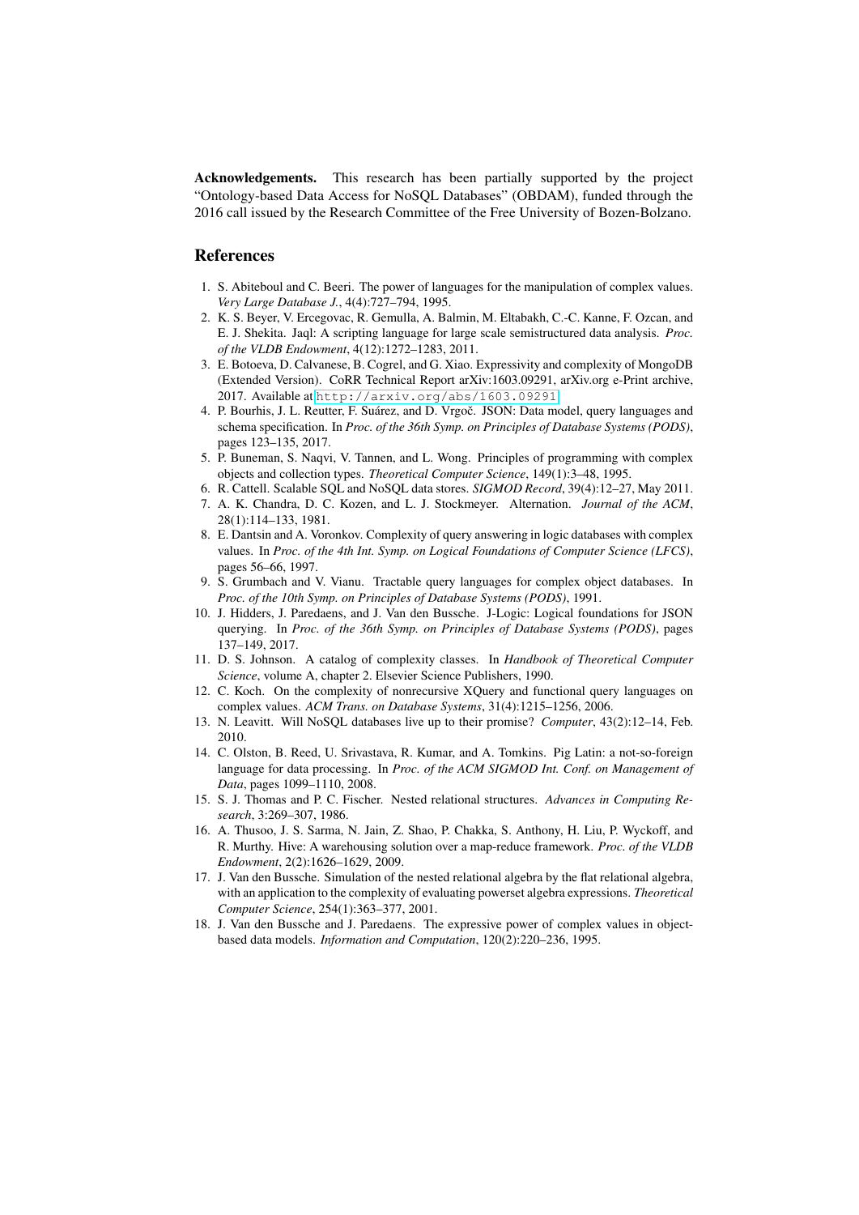**Acknowledgements.** This research has been partially supported by the project "Ontology-based Data Access for NoSQL Databases" (OBDAM), funded through the 2016 call issued by the Research Committee of the Free University of Bozen-Bolzano.

## References

1. S. Abiteboul and C. Beeri. The power of languages for the manipulation of complex values. *Very Large Database J.*, 4(4):727–794, 1995.
2. K. S. Beyer, V. Ercegovac, R. Gemulla, A. Balmin, M. Eltabakh, C.-C. Kanne, F. Ozcan, and E. J. Shekita. Jaql: A scripting language for large scale semistructured data analysis. *Proc. of the VLDB Endowment*, 4(12):1272–1283, 2011.
3. E. Botoeva, D. Calvanese, B. Cogrel, and G. Xiao. Expressivity and complexity of MongoDB (Extended Version). CoRR Technical Report arXiv:1603.09291, arXiv.org e-Print archive, 2017. Available at http://arxiv.org/abs/1603.09291.
4. P. Bourhis, J. L. Reutter, F. Suárez, and D. Vrgoč. JSON: Data model, query languages and schema specification. In *Proc. of the 36th Symp. on Principles of Database Systems (PODS)*, pages 123–135, 2017.
5. P. Buneman, S. Naqvi, V. Tannen, and L. Wong. Principles of programming with complex objects and collection types. *Theoretical Computer Science*, 149(1):3–48, 1995.
6. R. Cattell. Scalable SQL and NoSQL data stores. *SIGMOD Record*, 39(4):12–27, May 2011.
7. A. K. Chandra, D. C. Kozen, and L. J. Stockmeyer. Alternation. *Journal of the ACM*, 28(1):114–133, 1981.
8. E. Dantsin and A. Voronkov. Complexity of query answering in logic databases with complex values. In *Proc. of the 4th Int. Symp. on Logical Foundations of Computer Science (LFCS)*, pages 56–66, 1997.
9. S. Grumbach and V. Vianu. Tractable query languages for complex object databases. In *Proc. of the 10th Symp. on Principles of Database Systems (PODS)*, 1991.
10. J. Hidders, J. Paredaens, and J. Van den Bussche. J-Logic: Logical foundations for JSON querying. In *Proc. of the 36th Symp. on Principles of Database Systems (PODS)*, pages 137–149, 2017.
11. D. S. Johnson. A catalog of complexity classes. In *Handbook of Theoretical Computer Science*, volume A, chapter 2. Elsevier Science Publishers, 1990.
12. C. Koch. On the complexity of nonrecursive XQuery and functional query languages on complex values. *ACM Trans. on Database Systems*, 31(4):1215–1256, 2006.
13. N. Leavitt. Will NoSQL databases live up to their promise? *Computer*, 43(2):12–14, Feb. 2010.
14. C. Olston, B. Reed, U. Srivastava, R. Kumar, and A. Tomkins. Pig Latin: a not-so-foreign language for data processing. In *Proc. of the ACM SIGMOD Int. Conf. on Management of Data*, pages 1099–1110, 2008.
15. S. J. Thomas and P. C. Fischer. Nested relational structures. *Advances in Computing Research*, 3:269–307, 1986.
16. A. Thusoo, J. S. Sarma, N. Jain, Z. Shao, P. Chakka, S. Anthony, H. Liu, P. Wyckoff, and R. Murthy. Hive: A warehousing solution over a map-reduce framework. *Proc. of the VLDB Endowment*, 2(2):1626–1629, 2009.
17. J. Van den Bussche. Simulation of the nested relational algebra by the flat relational algebra, with an application to the complexity of evaluating powerset algebra expressions. *Theoretical Computer Science*, 254(1):363–377, 2001.
18. J. Van den Bussche and J. Paredaens. The expressive power of complex values in object-based data models. *Information and Computation*, 120(2):220–236, 1995.